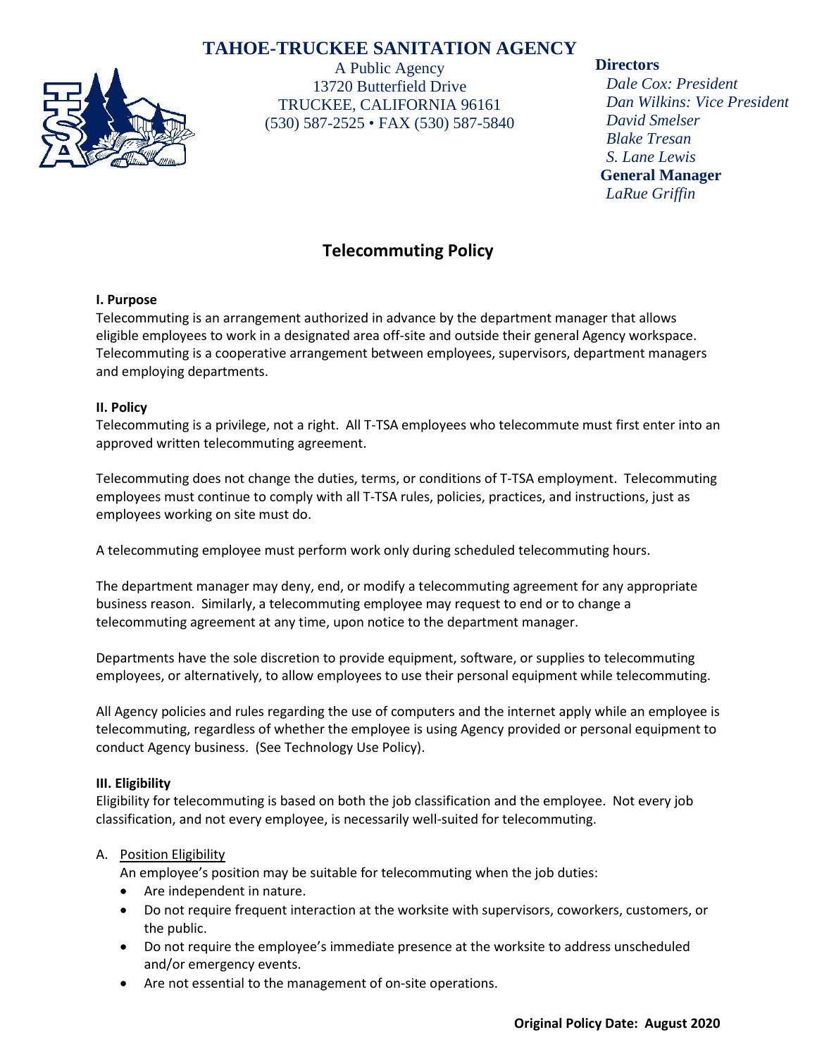**TAHOE-TRUCKEE SANITATION AGENCY**

A Public Agency
13720 Butterfield Drive
TRUCKEE, CALIFORNIA 96161
(530) 587-2525 • FAX (530) 587-5840

**Directors**
*Dale Cox: President*
*Dan Wilkins: Vice President*
*David Smelser*
*Blake Tresan*
*S. Lane Lewis*

**General Manager**
*LaRue Griffin*

# Telecommuting Policy

### I. Purpose

Telecommuting is an arrangement authorized in advance by the department manager that allows eligible employees to work in a designated area off-site and outside their general Agency workspace. Telecommuting is a cooperative arrangement between employees, supervisors, department managers and employing departments.

### II. Policy

Telecommuting is a privilege, not a right. All T-TSA employees who telecommute must first enter into an approved written telecommuting agreement.

Telecommuting does not change the duties, terms, or conditions of T-TSA employment. Telecommuting employees must continue to comply with all T-TSA rules, policies, practices, and instructions, just as employees working on site must do.

A telecommuting employee must perform work only during scheduled telecommuting hours.

The department manager may deny, end, or modify a telecommuting agreement for any appropriate business reason. Similarly, a telecommuting employee may request to end or to change a telecommuting agreement at any time, upon notice to the department manager.

Departments have the sole discretion to provide equipment, software, or supplies to telecommuting employees, or alternatively, to allow employees to use their personal equipment while telecommuting.

All Agency policies and rules regarding the use of computers and the internet apply while an employee is telecommuting, regardless of whether the employee is using Agency provided or personal equipment to conduct Agency business. (See Technology Use Policy).

### III. Eligibility

Eligibility for telecommuting is based on both the job classification and the employee. Not every job classification, and not every employee, is necessarily well-suited for telecommuting.

A. Position Eligibility

An employee's position may be suitable for telecommuting when the job duties:

- Are independent in nature.
- Do not require frequent interaction at the worksite with supervisors, coworkers, customers, or the public.
- Do not require the employee's immediate presence at the worksite to address unscheduled and/or emergency events.
- Are not essential to the management of on-site operations.

**Original Policy Date: August 2020**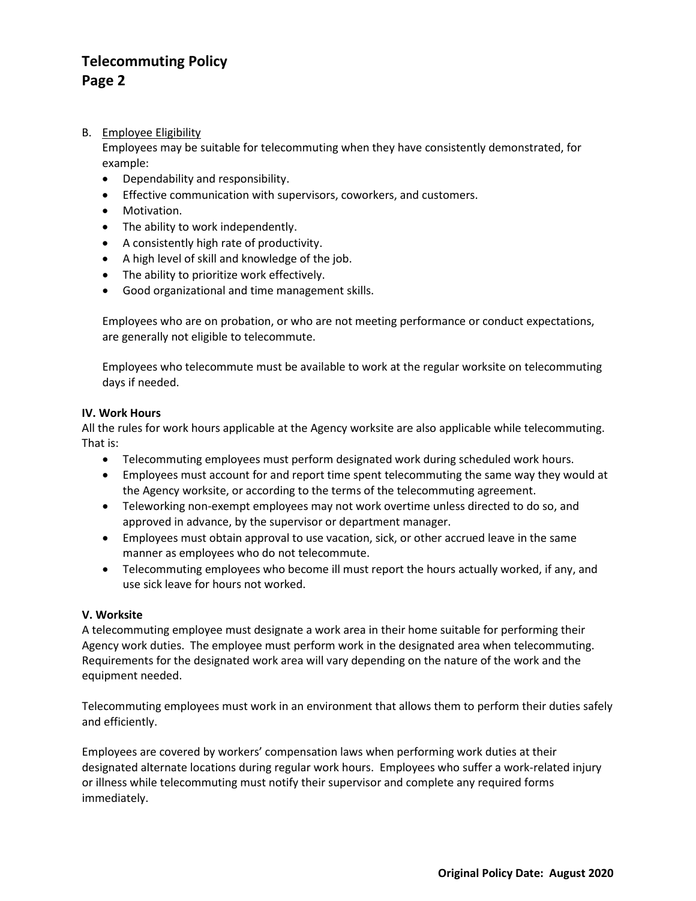B. Employee Eligibility

Employees may be suitable for telecommuting when they have consistently demonstrated, for example:

- Dependability and responsibility.
- Effective communication with supervisors, coworkers, and customers.
- Motivation.
- The ability to work independently.
- A consistently high rate of productivity.
- A high level of skill and knowledge of the job.
- The ability to prioritize work effectively.
- Good organizational and time management skills.

Employees who are on probation, or who are not meeting performance or conduct expectations, are generally not eligible to telecommute.

Employees who telecommute must be available to work at the regular worksite on telecommuting days if needed.

## IV. Work Hours

All the rules for work hours applicable at the Agency worksite are also applicable while telecommuting. That is:

- Telecommuting employees must perform designated work during scheduled work hours.
- Employees must account for and report time spent telecommuting the same way they would at the Agency worksite, or according to the terms of the telecommuting agreement.
- Teleworking non-exempt employees may not work overtime unless directed to do so, and approved in advance, by the supervisor or department manager.
- Employees must obtain approval to use vacation, sick, or other accrued leave in the same manner as employees who do not telecommute.
- Telecommuting employees who become ill must report the hours actually worked, if any, and use sick leave for hours not worked.

## V. Worksite

A telecommuting employee must designate a work area in their home suitable for performing their Agency work duties. The employee must perform work in the designated area when telecommuting. Requirements for the designated work area will vary depending on the nature of the work and the equipment needed.

Telecommuting employees must work in an environment that allows them to perform their duties safely and efficiently.

Employees are covered by workers' compensation laws when performing work duties at their designated alternate locations during regular work hours. Employees who suffer a work-related injury or illness while telecommuting must notify their supervisor and complete any required forms immediately.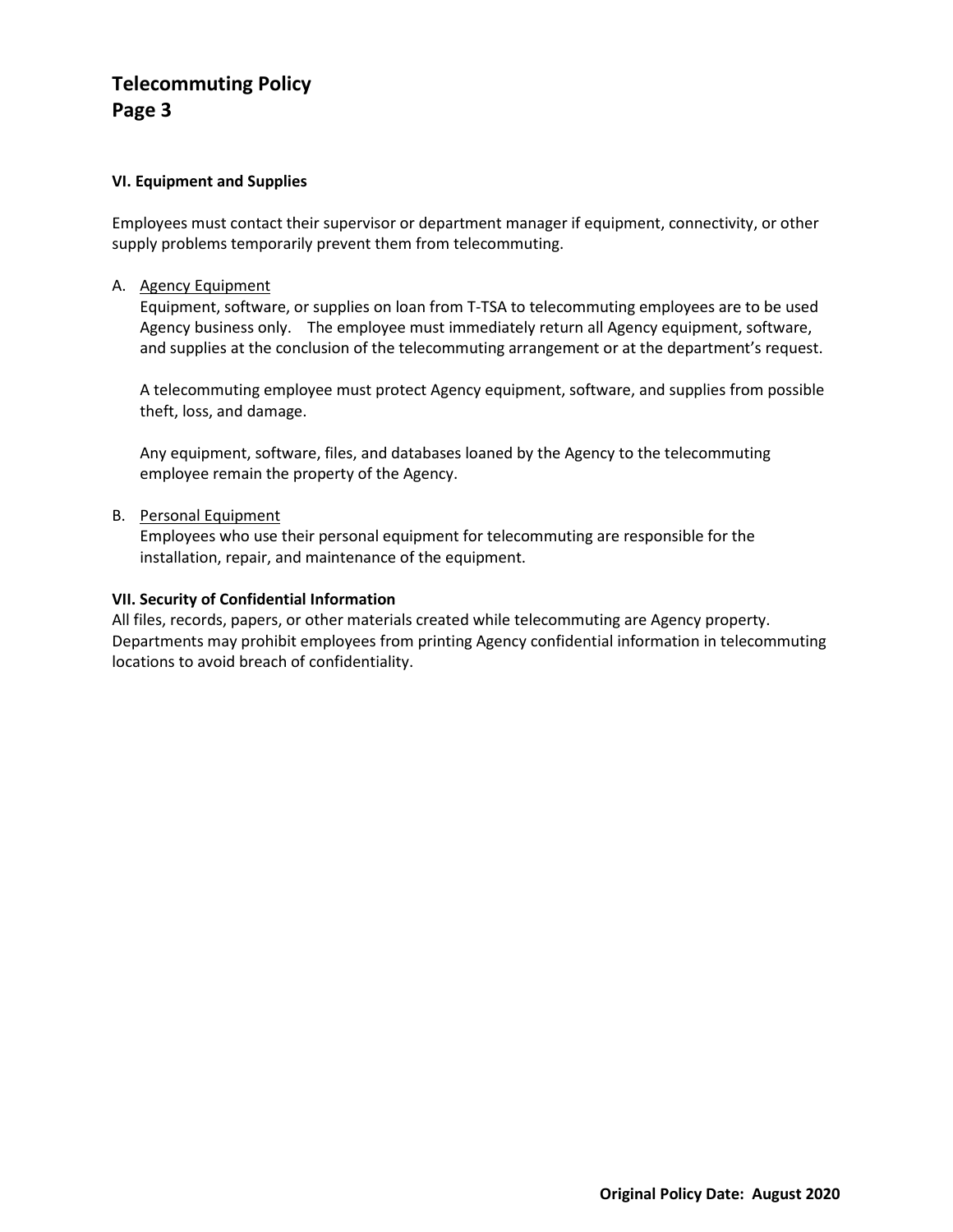### VI. Equipment and Supplies

Employees must contact their supervisor or department manager if equipment, connectivity, or other supply problems temporarily prevent them from telecommuting.

A. <u>Agency Equipment</u>

   Equipment, software, or supplies on loan from T-TSA to telecommuting employees are to be used Agency business only. The employee must immediately return all Agency equipment, software, and supplies at the conclusion of the telecommuting arrangement or at the department's request.

   A telecommuting employee must protect Agency equipment, software, and supplies from possible theft, loss, and damage.

   Any equipment, software, files, and databases loaned by the Agency to the telecommuting employee remain the property of the Agency.

B. <u>Personal Equipment</u>

   Employees who use their personal equipment for telecommuting are responsible for the installation, repair, and maintenance of the equipment.

### VII. Security of Confidential Information

All files, records, papers, or other materials created while telecommuting are Agency property. Departments may prohibit employees from printing Agency confidential information in telecommuting locations to avoid breach of confidentiality.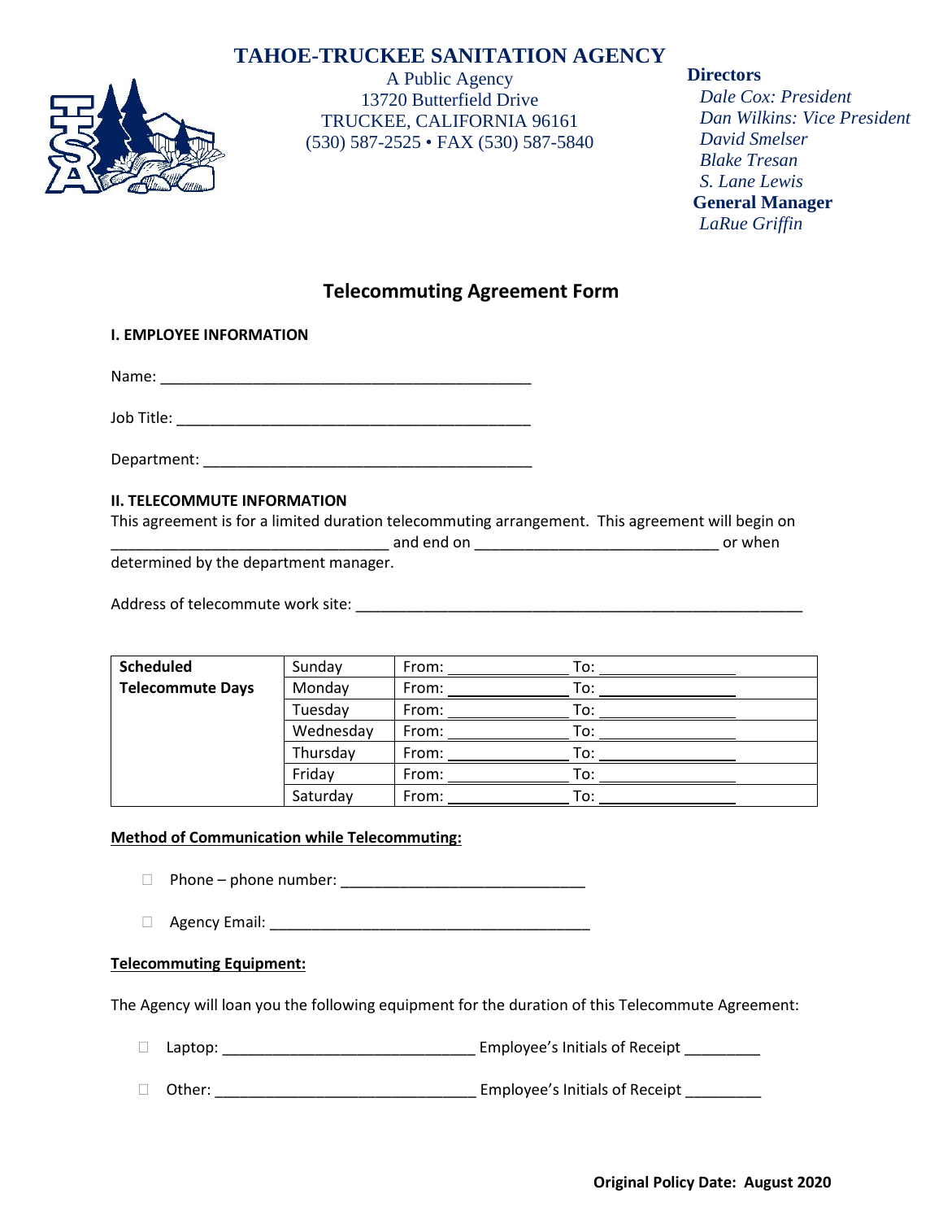# TAHOE-TRUCKEE SANITATION AGENCY

A Public Agency
13720 Butterfield Drive
TRUCKEE, CALIFORNIA 96161
(530) 587-2525 • FAX (530) 587-5840

**Directors**
*Dale Cox: President*
*Dan Wilkins: Vice President*
*David Smelser*
*Blake Tresan*
*S. Lane Lewis*
**General Manager**
*LaRue Griffin*

## Telecommuting Agreement Form

**I. EMPLOYEE INFORMATION**

Name: ___________________________________________

Job Title: _________________________________________

Department: _______________________________________

**II. TELECOMMUTE INFORMATION**

This agreement is for a limited duration telecommuting arrangement. This agreement will begin on _______________________________ and end on ____________________________ or when determined by the department manager.

Address of telecommute work site: ____________________________________________________

| Scheduled Telecommute Days | Sunday | From: ____________ | To: ______________ |
|---|---|---|---|
| | Monday | From: ____________ | To: ______________ |
| | Tuesday | From: ____________ | To: ______________ |
| | Wednesday | From: ____________ | To: ______________ |
| | Thursday | From: ____________ | To: ______________ |
| | Friday | From: ____________ | To: ______________ |
| | Saturday | From: ____________ | To: ______________ |

**<u>Method of Communication while Telecommuting:</u>**

- ☐ Phone – phone number: ____________________________
- ☐ Agency Email: _____________________________________

**<u>Telecommuting Equipment:</u>**

The Agency will loan you the following equipment for the duration of this Telecommute Agreement:

- ☐ Laptop: _____________________________ Employee's Initials of Receipt _________
- ☐ Other: ______________________________ Employee's Initials of Receipt _________

**Original Policy Date: August 2020**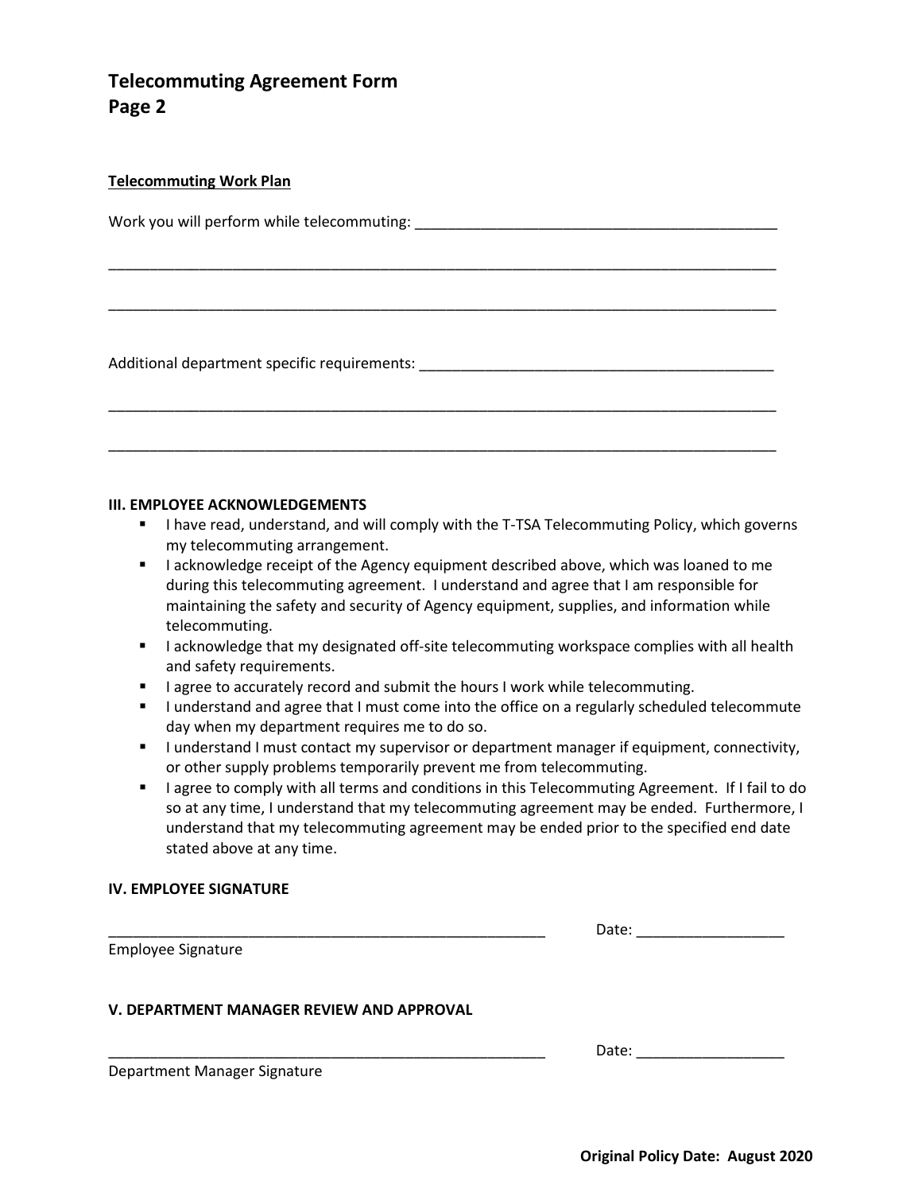# Telecommuting Agreement Form
# Page 2

**Telecommuting Work Plan**

Work you will perform while telecommuting: _____________________________________________

_____________________________________________________________________________________

_____________________________________________________________________________________

Additional department specific requirements: ____________________________________________

_____________________________________________________________________________________

_____________________________________________________________________________________

**III. EMPLOYEE ACKNOWLEDGEMENTS**

- I have read, understand, and will comply with the T-TSA Telecommuting Policy, which governs my telecommuting arrangement.
- I acknowledge receipt of the Agency equipment described above, which was loaned to me during this telecommuting agreement. I understand and agree that I am responsible for maintaining the safety and security of Agency equipment, supplies, and information while telecommuting.
- I acknowledge that my designated off-site telecommuting workspace complies with all health and safety requirements.
- I agree to accurately record and submit the hours I work while telecommuting.
- I understand and agree that I must come into the office on a regularly scheduled telecommute day when my department requires me to do so.
- I understand I must contact my supervisor or department manager if equipment, connectivity, or other supply problems temporarily prevent me from telecommuting.
- I agree to comply with all terms and conditions in this Telecommuting Agreement. If I fail to do so at any time, I understand that my telecommuting agreement may be ended. Furthermore, I understand that my telecommuting agreement may be ended prior to the specified end date stated above at any time.

**IV. EMPLOYEE SIGNATURE**

_______________________________________________________ Date: __________________

Employee Signature

**V. DEPARTMENT MANAGER REVIEW AND APPROVAL**

_______________________________________________________ Date: __________________

Department Manager Signature

**Original Policy Date: August 2020**